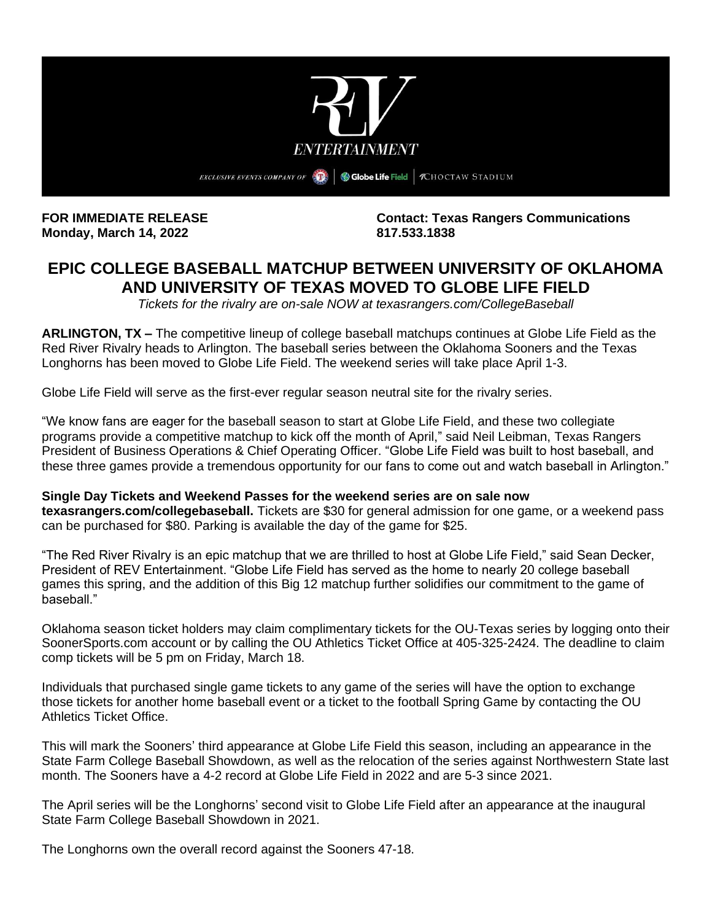REV ENTERTAINMENT

EXCLUSIVE EVENTS COMPANY OF | Globe Life Field | CHOCTAW STADIUM

**FOR IMMEDIATE RELEASE**
**Monday, March 14, 2022**

**Contact: Texas Rangers Communications**
**817.533.1838**

# EPIC COLLEGE BASEBALL MATCHUP BETWEEN UNIVERSITY OF OKLAHOMA AND UNIVERSITY OF TEXAS MOVED TO GLOBE LIFE FIELD

*Tickets for the rivalry are on-sale NOW at texasrangers.com/CollegeBaseball*

**ARLINGTON, TX –** The competitive lineup of college baseball matchups continues at Globe Life Field as the Red River Rivalry heads to Arlington. The baseball series between the Oklahoma Sooners and the Texas Longhorns has been moved to Globe Life Field. The weekend series will take place April 1-3.

Globe Life Field will serve as the first-ever regular season neutral site for the rivalry series.

"We know fans are eager for the baseball season to start at Globe Life Field, and these two collegiate programs provide a competitive matchup to kick off the month of April," said Neil Leibman, Texas Rangers President of Business Operations & Chief Operating Officer. "Globe Life Field was built to host baseball, and these three games provide a tremendous opportunity for our fans to come out and watch baseball in Arlington."

**Single Day Tickets and Weekend Passes for the weekend series are on sale now texasrangers.com/collegebaseball.** Tickets are $30 for general admission for one game, or a weekend pass can be purchased for $80. Parking is available the day of the game for $25.

"The Red River Rivalry is an epic matchup that we are thrilled to host at Globe Life Field," said Sean Decker, President of REV Entertainment. "Globe Life Field has served as the home to nearly 20 college baseball games this spring, and the addition of this Big 12 matchup further solidifies our commitment to the game of baseball."

Oklahoma season ticket holders may claim complimentary tickets for the OU-Texas series by logging onto their SoonerSports.com account or by calling the OU Athletics Ticket Office at 405-325-2424. The deadline to claim comp tickets will be 5 pm on Friday, March 18.

Individuals that purchased single game tickets to any game of the series will have the option to exchange those tickets for another home baseball event or a ticket to the football Spring Game by contacting the OU Athletics Ticket Office.

This will mark the Sooners' third appearance at Globe Life Field this season, including an appearance in the State Farm College Baseball Showdown, as well as the relocation of the series against Northwestern State last month. The Sooners have a 4-2 record at Globe Life Field in 2022 and are 5-3 since 2021.

The April series will be the Longhorns' second visit to Globe Life Field after an appearance at the inaugural State Farm College Baseball Showdown in 2021.

The Longhorns own the overall record against the Sooners 47-18.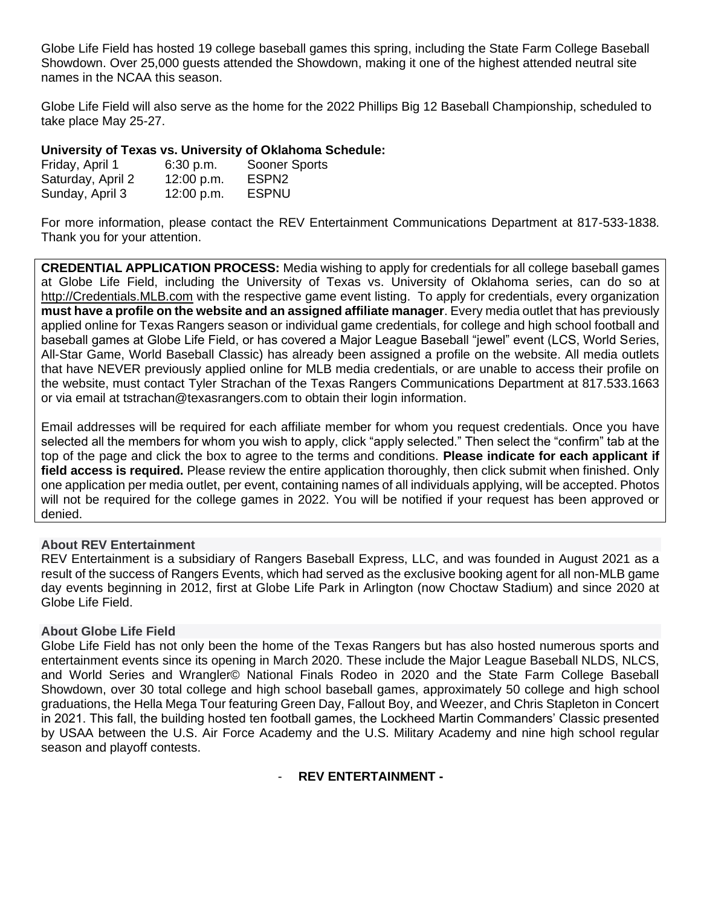Globe Life Field has hosted 19 college baseball games this spring, including the State Farm College Baseball Showdown. Over 25,000 guests attended the Showdown, making it one of the highest attended neutral site names in the NCAA this season.

Globe Life Field will also serve as the home for the 2022 Phillips Big 12 Baseball Championship, scheduled to take place May 25-27.

**University of Texas vs. University of Oklahoma Schedule:**

| | | |
|---|---|---|
| Friday, April 1 | 6:30 p.m. | Sooner Sports |
| Saturday, April 2 | 12:00 p.m. | ESPN2 |
| Sunday, April 3 | 12:00 p.m. | ESPNU |

For more information, please contact the REV Entertainment Communications Department at 817-533-1838. Thank you for your attention.

**CREDENTIAL APPLICATION PROCESS:** Media wishing to apply for credentials for all college baseball games at Globe Life Field, including the University of Texas vs. University of Oklahoma series, can do so at http://Credentials.MLB.com with the respective game event listing. To apply for credentials, every organization **must have a profile on the website and an assigned affiliate manager**. Every media outlet that has previously applied online for Texas Rangers season or individual game credentials, for college and high school football and baseball games at Globe Life Field, or has covered a Major League Baseball "jewel" event (LCS, World Series, All-Star Game, World Baseball Classic) has already been assigned a profile on the website. All media outlets that have NEVER previously applied online for MLB media credentials, or are unable to access their profile on the website, must contact Tyler Strachan of the Texas Rangers Communications Department at 817.533.1663 or via email at tstrachan@texasrangers.com to obtain their login information.

Email addresses will be required for each affiliate member for whom you request credentials. Once you have selected all the members for whom you wish to apply, click "apply selected." Then select the "confirm" tab at the top of the page and click the box to agree to the terms and conditions. **Please indicate for each applicant if field access is required.** Please review the entire application thoroughly, then click submit when finished. Only one application per media outlet, per event, containing names of all individuals applying, will be accepted. Photos will not be required for the college games in 2022. You will be notified if your request has been approved or denied.

**About REV Entertainment**

REV Entertainment is a subsidiary of Rangers Baseball Express, LLC, and was founded in August 2021 as a result of the success of Rangers Events, which had served as the exclusive booking agent for all non-MLB game day events beginning in 2012, first at Globe Life Park in Arlington (now Choctaw Stadium) and since 2020 at Globe Life Field.

**About Globe Life Field**

Globe Life Field has not only been the home of the Texas Rangers but has also hosted numerous sports and entertainment events since its opening in March 2020. These include the Major League Baseball NLDS, NLCS, and World Series and Wrangler© National Finals Rodeo in 2020 and the State Farm College Baseball Showdown, over 30 total college and high school baseball games, approximately 50 college and high school graduations, the Hella Mega Tour featuring Green Day, Fallout Boy, and Weezer, and Chris Stapleton in Concert in 2021. This fall, the building hosted ten football games, the Lockheed Martin Commanders' Classic presented by USAA between the U.S. Air Force Academy and the U.S. Military Academy and nine high school regular season and playoff contests.

- **REV ENTERTAINMENT -**